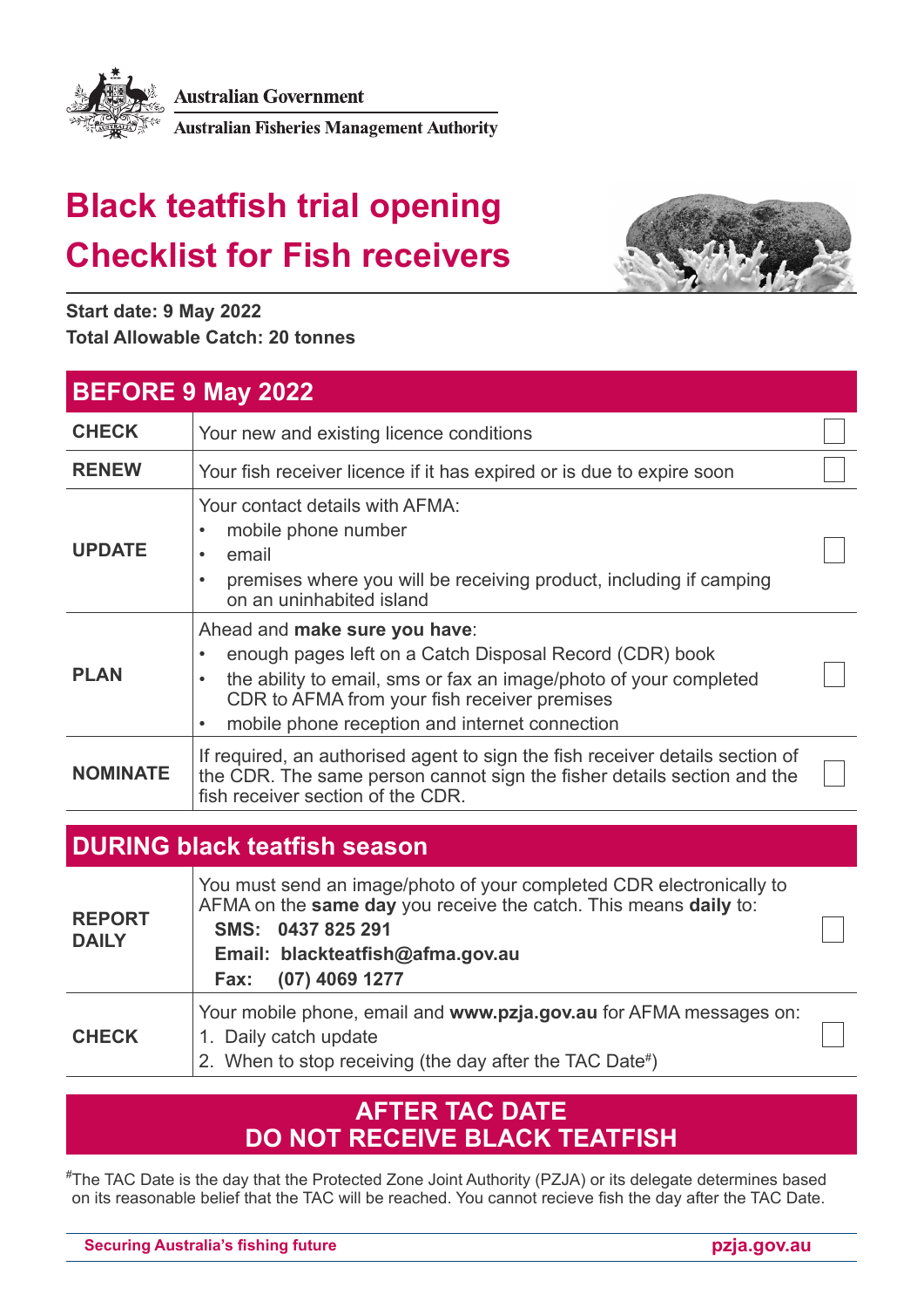Australian Government

Australian Fisheries Management Authority

# Black teatfish trial opening
# Checklist for Fish receivers

**Start date: 9 May 2022**
**Total Allowable Catch: 20 tonnes**

## BEFORE 9 May 2022

| | | |
|---|---|---|
| **CHECK** | Your new and existing licence conditions | ☐ |
| **RENEW** | Your fish receiver licence if it has expired or is due to expire soon | ☐ |
| **UPDATE** | Your contact details with AFMA:<br>• mobile phone number<br>• email<br>• premises where you will be receiving product, including if camping on an uninhabited island | ☐ |
| **PLAN** | Ahead and **make sure you have**:<br>• enough pages left on a Catch Disposal Record (CDR) book<br>• the ability to email, sms or fax an image/photo of your completed CDR to AFMA from your fish receiver premises<br>• mobile phone reception and internet connection | ☐ |
| **NOMINATE** | If required, an authorised agent to sign the fish receiver details section of the CDR. The same person cannot sign the fisher details section and the fish receiver section of the CDR. | ☐ |

## DURING black teatfish season

| | | |
|---|---|---|
| **REPORT DAILY** | You must send an image/photo of your completed CDR electronically to AFMA on the **same day** you receive the catch. This means **daily** to:<br>**SMS: 0437 825 291**<br>**Email: blackteatfish@afma.gov.au**<br>**Fax: (07) 4069 1277** | ☐ |
| **CHECK** | Your mobile phone, email and **www.pzja.gov.au** for AFMA messages on:<br>1. Daily catch update<br>2. When to stop receiving (the day after the TAC Date#) | ☐ |

## AFTER TAC DATE DO NOT RECEIVE BLACK TEATFISH

#The TAC Date is the day that the Protected Zone Joint Authority (PZJA) or its delegate determines based on its reasonable belief that the TAC will be reached. You cannot recieve fish the day after the TAC Date.

**Securing Australia's fishing future** **pzja.gov.au**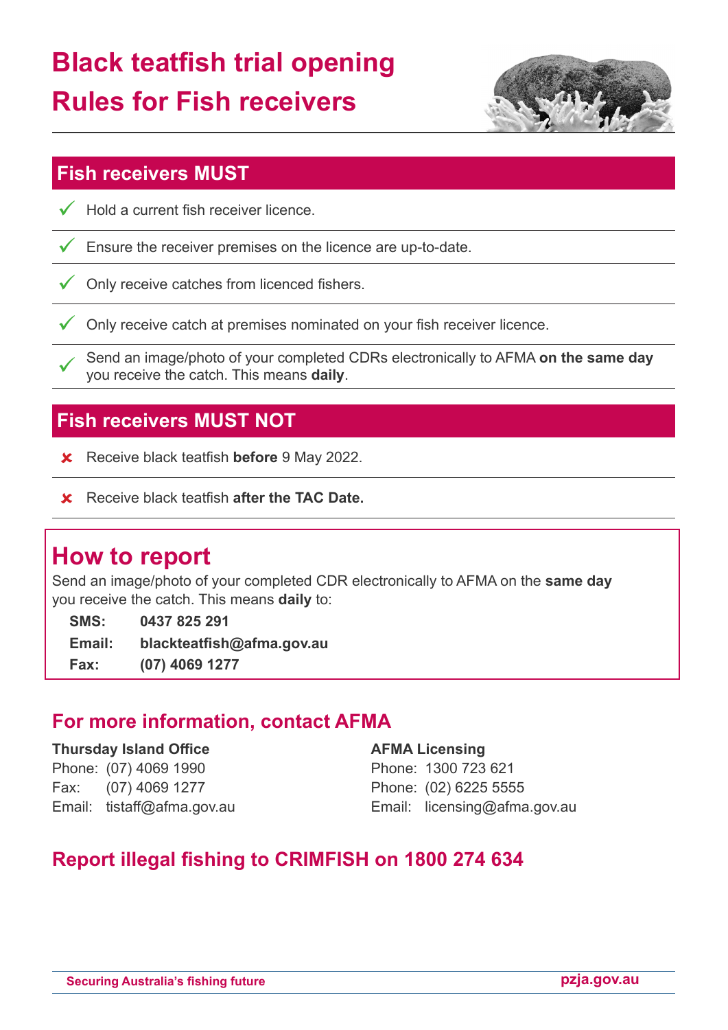# Black teatfish trial opening
# Rules for Fish receivers

## Fish receivers MUST

- ✓ Hold a current fish receiver licence.
- ✓ Ensure the receiver premises on the licence are up-to-date.
- ✓ Only receive catches from licenced fishers.
- ✓ Only receive catch at premises nominated on your fish receiver licence.
- ✓ Send an image/photo of your completed CDRs electronically to AFMA **on the same day** you receive the catch. This means **daily**.

## Fish receivers MUST NOT

- ✘ Receive black teatfish **before** 9 May 2022.
- ✘ Receive black teatfish **after the TAC Date.**

## How to report

Send an image/photo of your completed CDR electronically to AFMA on the **same day** you receive the catch. This means **daily** to:

**SMS:** **0437 825 291**
**Email:** **blackteatfish@afma.gov.au**
**Fax:** **(07) 4069 1277**

## For more information, contact AFMA

**Thursday Island Office**
Phone: (07) 4069 1990
Fax: (07) 4069 1277
Email: tistaff@afma.gov.au

**AFMA Licensing**
Phone: 1300 723 621
Phone: (02) 6225 5555
Email: licensing@afma.gov.au

## Report illegal fishing to CRIMFISH on 1800 274 634

**Securing Australia's fishing future** **pzja.gov.au**